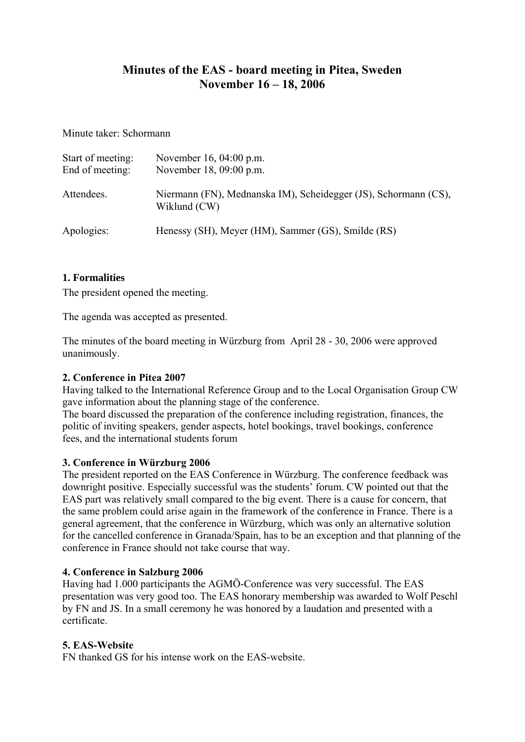# Minutes of the EAS - board meeting in Pitea, Sweden
# November 16 – 18, 2006

Minute taker: Schormann

| | |
|---|---|
| Start of meeting: | November 16, 04:00 p.m. |
| End of meeting: | November 18, 09:00 p.m. |
| Attendees. | Niermann (FN), Mednanska IM), Scheidegger (JS), Schormann (CS), Wiklund (CW) |
| Apologies: | Henessy (SH), Meyer (HM), Sammer (GS), Smilde (RS) |

**1. Formalities**

The president opened the meeting.

The agenda was accepted as presented.

The minutes of the board meeting in Würzburg from April 28 - 30, 2006 were approved unanimously.

**2. Conference in Pitea 2007**

Having talked to the International Reference Group and to the Local Organisation Group CW gave information about the planning stage of the conference.
The board discussed the preparation of the conference including registration, finances, the politic of inviting speakers, gender aspects, hotel bookings, travel bookings, conference fees, and the international students forum

**3. Conference in Würzburg 2006**

The president reported on the EAS Conference in Würzburg. The conference feedback was downright positive. Especially successful was the students' forum. CW pointed out that the EAS part was relatively small compared to the big event. There is a cause for concern, that the same problem could arise again in the framework of the conference in France. There is a general agreement, that the conference in Würzburg, which was only an alternative solution for the cancelled conference in Granada/Spain, has to be an exception and that planning of the conference in France should not take course that way.

**4. Conference in Salzburg 2006**

Having had 1.000 participants the AGMÖ-Conference was very successful. The EAS presentation was very good too. The EAS honorary membership was awarded to Wolf Peschl by FN and JS. In a small ceremony he was honored by a laudation and presented with a certificate.

**5. EAS-Website**

FN thanked GS for his intense work on the EAS-website.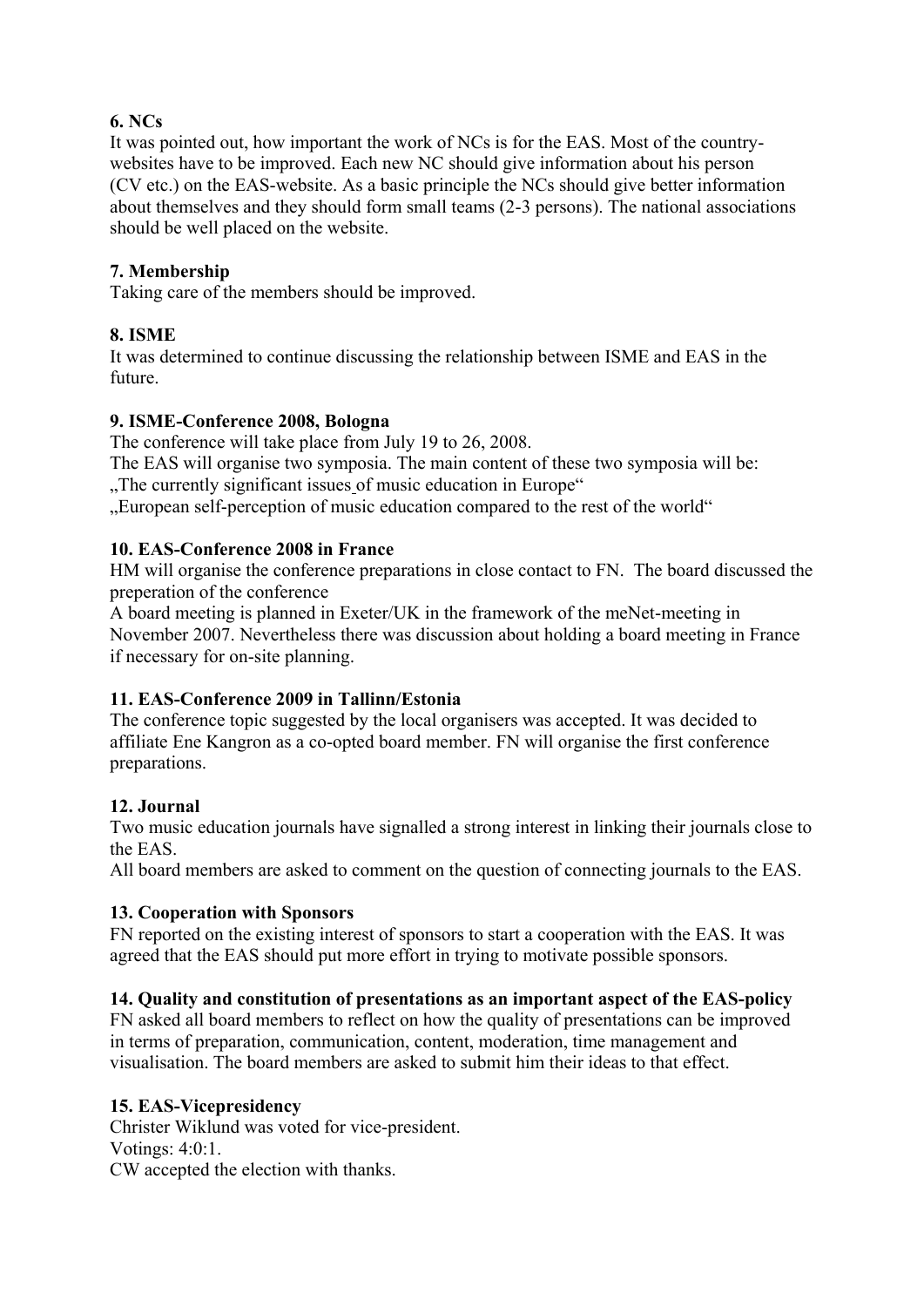**6. NCs**

It was pointed out, how important the work of NCs is for the EAS. Most of the country-websites have to be improved. Each new NC should give information about his person (CV etc.) on the EAS-website. As a basic principle the NCs should give better information about themselves and they should form small teams (2-3 persons). The national associations should be well placed on the website.

**7. Membership**

Taking care of the members should be improved.

**8. ISME**

It was determined to continue discussing the relationship between ISME and EAS in the future.

**9. ISME-Conference 2008, Bologna**

The conference will take place from July 19 to 26, 2008.
The EAS will organise two symposia. The main content of these two symposia will be:
„The currently significant issues of music education in Europe"
„European self-perception of music education compared to the rest of the world"

**10. EAS-Conference 2008 in France**

HM will organise the conference preparations in close contact to FN. The board discussed the preperation of the conference
A board meeting is planned in Exeter/UK in the framework of the meNet-meeting in November 2007. Nevertheless there was discussion about holding a board meeting in France if necessary for on-site planning.

**11. EAS-Conference 2009 in Tallinn/Estonia**

The conference topic suggested by the local organisers was accepted. It was decided to affiliate Ene Kangron as a co-opted board member. FN will organise the first conference preparations.

**12. Journal**

Two music education journals have signalled a strong interest in linking their journals close to the EAS.
All board members are asked to comment on the question of connecting journals to the EAS.

**13. Cooperation with Sponsors**

FN reported on the existing interest of sponsors to start a cooperation with the EAS. It was agreed that the EAS should put more effort in trying to motivate possible sponsors.

**14. Quality and constitution of presentations as an important aspect of the EAS-policy**

FN asked all board members to reflect on how the quality of presentations can be improved in terms of preparation, communication, content, moderation, time management and visualisation. The board members are asked to submit him their ideas to that effect.

**15. EAS-Vicepresidency**

Christer Wiklund was voted for vice-president.
Votings: 4:0:1.
CW accepted the election with thanks.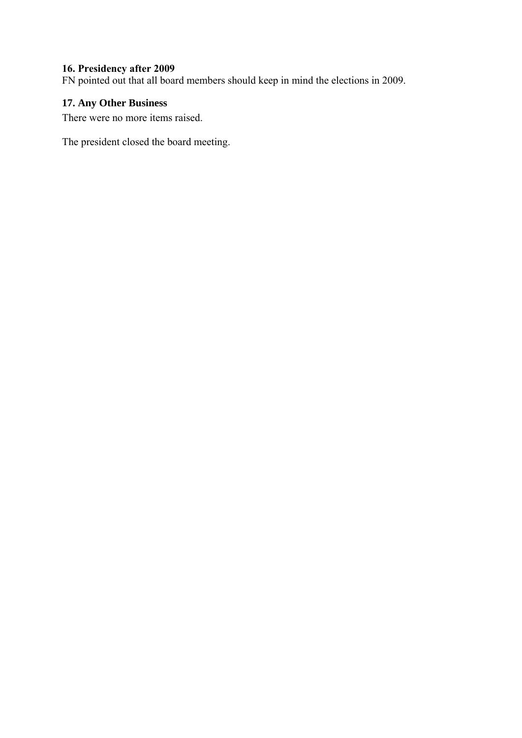**16. Presidency after 2009**

FN pointed out that all board members should keep in mind the elections in 2009.

**17. Any Other Business**

There were no more items raised.

The president closed the board meeting.